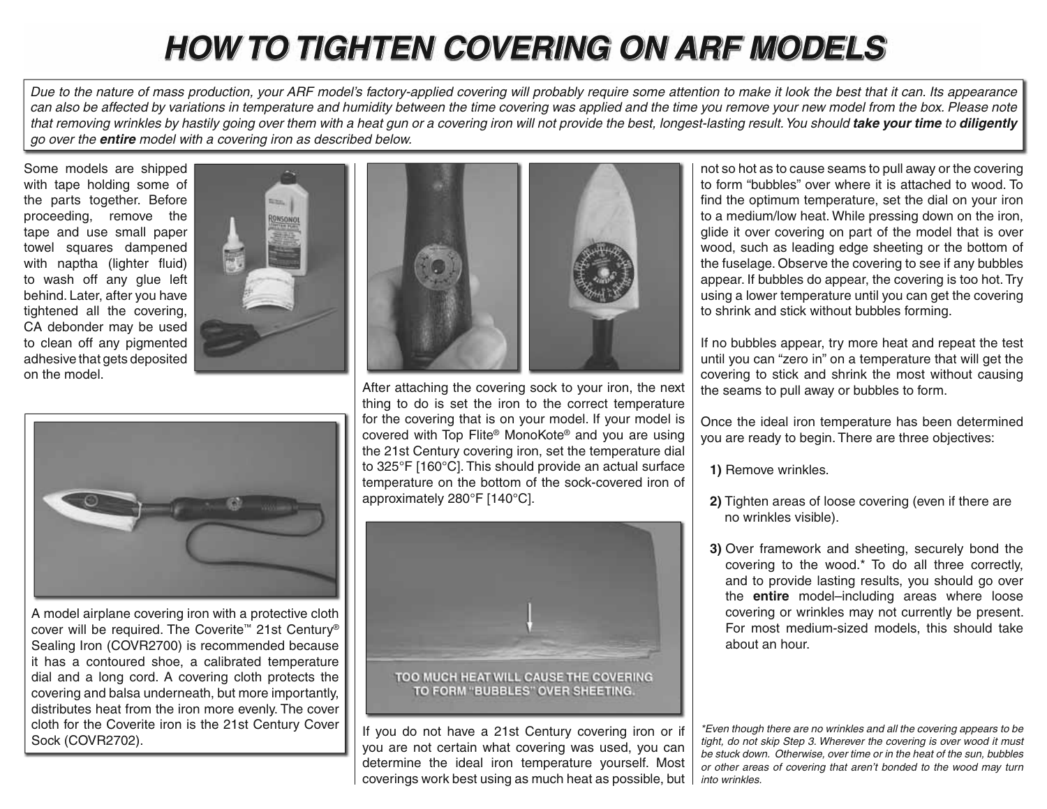# HOW TO TIGHTEN COVERING ON ARF MODELS

*Due to the nature of mass production, your ARF model's factory-applied covering will probably require some attention to make it look the best that it can. Its appearance can also be affected by variations in temperature and humidity between the time covering was applied and the time you remove your new model from the box. Please note that removing wrinkles by hastily going over them with a heat gun or a covering iron will not provide the best, longest-lasting result. You should **take your time** to **diligently** go over the **entire** model with a covering iron as described below.*

Some models are shipped with tape holding some of the parts together. Before proceeding, remove the tape and use small paper towel squares dampened with naptha (lighter fluid) to wash off any glue left behind. Later, after you have tightened all the covering, CA debonder may be used to clean off any pigmented adhesive that gets deposited on the model.

A model airplane covering iron with a protective cloth cover will be required. The Coverite™ 21st Century® Sealing Iron (COVR2700) is recommended because it has a contoured shoe, a calibrated temperature dial and a long cord. A covering cloth protects the covering and balsa underneath, but more importantly, distributes heat from the iron more evenly. The cover cloth for the Coverite iron is the 21st Century Cover Sock (COVR2702).

After attaching the covering sock to your iron, the next thing to do is set the iron to the correct temperature for the covering that is on your model. If your model is covered with Top Flite® MonoKote® and you are using the 21st Century covering iron, set the temperature dial to 325°F [160°C]. This should provide an actual surface temperature on the bottom of the sock-covered iron of approximately 280°F [140°C].

TOO MUCH HEAT WILL CAUSE THE COVERING TO FORM "BUBBLES" OVER SHEETING.

If you do not have a 21st Century covering iron or if you are not certain what covering was used, you can determine the ideal iron temperature yourself. Most coverings work best using as much heat as possible, but not so hot as to cause seams to pull away or the covering to form "bubbles" over where it is attached to wood. To find the optimum temperature, set the dial on your iron to a medium/low heat. While pressing down on the iron, glide it over covering on part of the model that is over wood, such as leading edge sheeting or the bottom of the fuselage. Observe the covering to see if any bubbles appear. If bubbles do appear, the covering is too hot. Try using a lower temperature until you can get the covering to shrink and stick without bubbles forming.

If no bubbles appear, try more heat and repeat the test until you can "zero in" on a temperature that will get the covering to stick and shrink the most without causing the seams to pull away or bubbles to form.

Once the ideal iron temperature has been determined you are ready to begin. There are three objectives:

**1)** Remove wrinkles.

**2)** Tighten areas of loose covering (even if there are no wrinkles visible).

**3)** Over framework and sheeting, securely bond the covering to the wood.* To do all three correctly, and to provide lasting results, you should go over the **entire** model–including areas where loose covering or wrinkles may not currently be present. For most medium-sized models, this should take about an hour.

*\*Even though there are no wrinkles and all the covering appears to be tight, do not skip Step 3. Wherever the covering is over wood it must be stuck down. Otherwise, over time or in the heat of the sun, bubbles or other areas of covering that aren't bonded to the wood may turn into wrinkles.*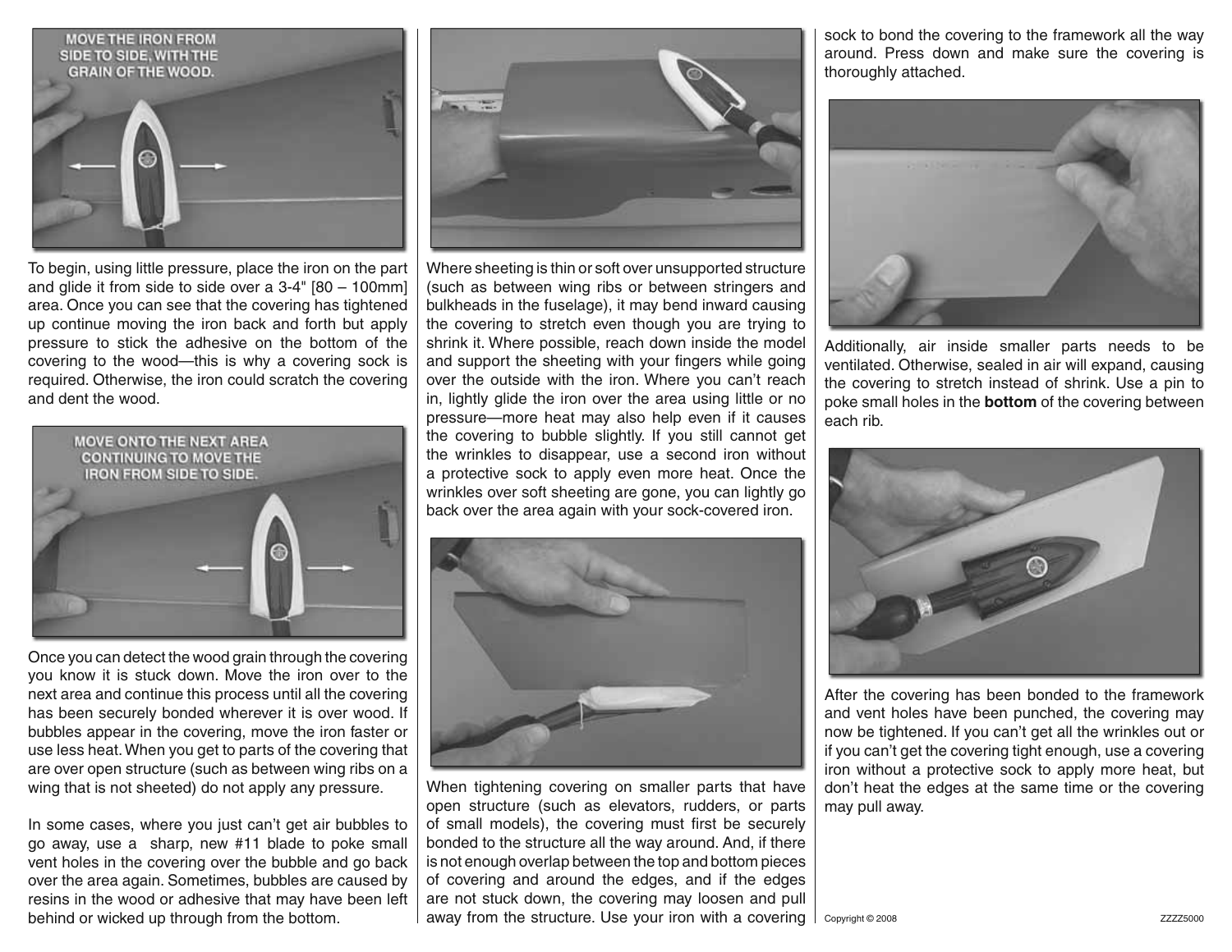MOVE THE IRON FROM SIDE TO SIDE, WITH THE GRAIN OF THE WOOD.

To begin, using little pressure, place the iron on the part and glide it from side to side over a 3-4" [80 – 100mm] area. Once you can see that the covering has tightened up continue moving the iron back and forth but apply pressure to stick the adhesive on the bottom of the covering to the wood—this is why a covering sock is required. Otherwise, the iron could scratch the covering and dent the wood.

MOVE ONTO THE NEXT AREA CONTINUING TO MOVE THE IRON FROM SIDE TO SIDE.

Once you can detect the wood grain through the covering you know it is stuck down. Move the iron over to the next area and continue this process until all the covering has been securely bonded wherever it is over wood. If bubbles appear in the covering, move the iron faster or use less heat. When you get to parts of the covering that are over open structure (such as between wing ribs on a wing that is not sheeted) do not apply any pressure.

In some cases, where you just can't get air bubbles to go away, use a sharp, new #11 blade to poke small vent holes in the covering over the bubble and go back over the area again. Sometimes, bubbles are caused by resins in the wood or adhesive that may have been left behind or wicked up through from the bottom.

Where sheeting is thin or soft over unsupported structure (such as between wing ribs or between stringers and bulkheads in the fuselage), it may bend inward causing the covering to stretch even though you are trying to shrink it. Where possible, reach down inside the model and support the sheeting with your fingers while going over the outside with the iron. Where you can't reach in, lightly glide the iron over the area using little or no pressure—more heat may also help even if it causes the covering to bubble slightly. If you still cannot get the wrinkles to disappear, use a second iron without a protective sock to apply even more heat. Once the wrinkles over soft sheeting are gone, you can lightly go back over the area again with your sock-covered iron.

When tightening covering on smaller parts that have open structure (such as elevators, rudders, or parts of small models), the covering must first be securely bonded to the structure all the way around. And, if there is not enough overlap between the top and bottom pieces of covering and around the edges, and if the edges are not stuck down, the covering may loosen and pull away from the structure. Use your iron with a covering sock to bond the covering to the framework all the way around. Press down and make sure the covering is thoroughly attached.

Additionally, air inside smaller parts needs to be ventilated. Otherwise, sealed in air will expand, causing the covering to stretch instead of shrink. Use a pin to poke small holes in the **bottom** of the covering between each rib.

After the covering has been bonded to the framework and vent holes have been punched, the covering may now be tightened. If you can't get all the wrinkles out or if you can't get the covering tight enough, use a covering iron without a protective sock to apply more heat, but don't heat the edges at the same time or the covering may pull away.

Copyright © 2008 ZZZZ5000